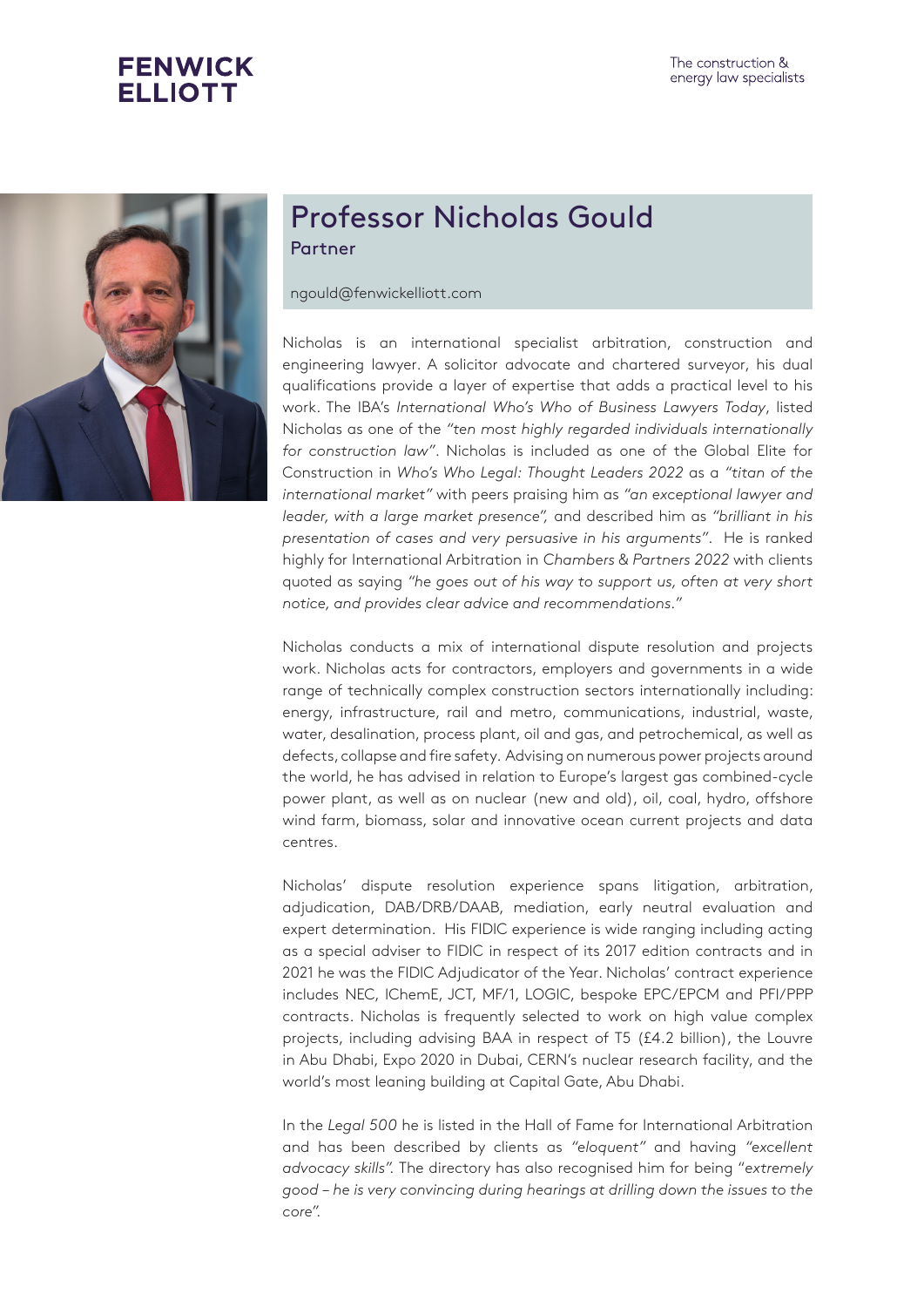FENWICK ELLIOTT

The construction & energy law specialists

# Professor Nicholas Gould

Partner

ngould@fenwickelliott.com

Nicholas is an international specialist arbitration, construction and engineering lawyer. A solicitor advocate and chartered surveyor, his dual qualifications provide a layer of expertise that adds a practical level to his work. The IBA's *International Who's Who of Business Lawyers Today*, listed Nicholas as one of the *"ten most highly regarded individuals internationally for construction law"*. Nicholas is included as one of the Global Elite for Construction in *Who's Who Legal: Thought Leaders 2022* as a *"titan of the international market"* with peers praising him as *"an exceptional lawyer and leader, with a large market presence"*, and described him as *"brilliant in his presentation of cases and very persuasive in his arguments"*. He is ranked highly for International Arbitration in *Chambers & Partners 2022* with clients quoted as saying *"he goes out of his way to support us, often at very short notice, and provides clear advice and recommendations."*

Nicholas conducts a mix of international dispute resolution and projects work. Nicholas acts for contractors, employers and governments in a wide range of technically complex construction sectors internationally including: energy, infrastructure, rail and metro, communications, industrial, waste, water, desalination, process plant, oil and gas, and petrochemical, as well as defects, collapse and fire safety. Advising on numerous power projects around the world, he has advised in relation to Europe's largest gas combined-cycle power plant, as well as on nuclear (new and old), oil, coal, hydro, offshore wind farm, biomass, solar and innovative ocean current projects and data centres.

Nicholas' dispute resolution experience spans litigation, arbitration, adjudication, DAB/DRB/DAAB, mediation, early neutral evaluation and expert determination. His FIDIC experience is wide ranging including acting as a special adviser to FIDIC in respect of its 2017 edition contracts and in 2021 he was the FIDIC Adjudicator of the Year. Nicholas' contract experience includes NEC, IChemE, JCT, MF/1, LOGIC, bespoke EPC/EPCM and PFI/PPP contracts. Nicholas is frequently selected to work on high value complex projects, including advising BAA in respect of T5 (£4.2 billion), the Louvre in Abu Dhabi, Expo 2020 in Dubai, CERN's nuclear research facility, and the world's most leaning building at Capital Gate, Abu Dhabi.

In the *Legal 500* he is listed in the Hall of Fame for International Arbitration and has been described by clients as *"eloquent"* and having *"excellent advocacy skills"*. The directory has also recognised him for being "*extremely good – he is very convincing during hearings at drilling down the issues to the core*".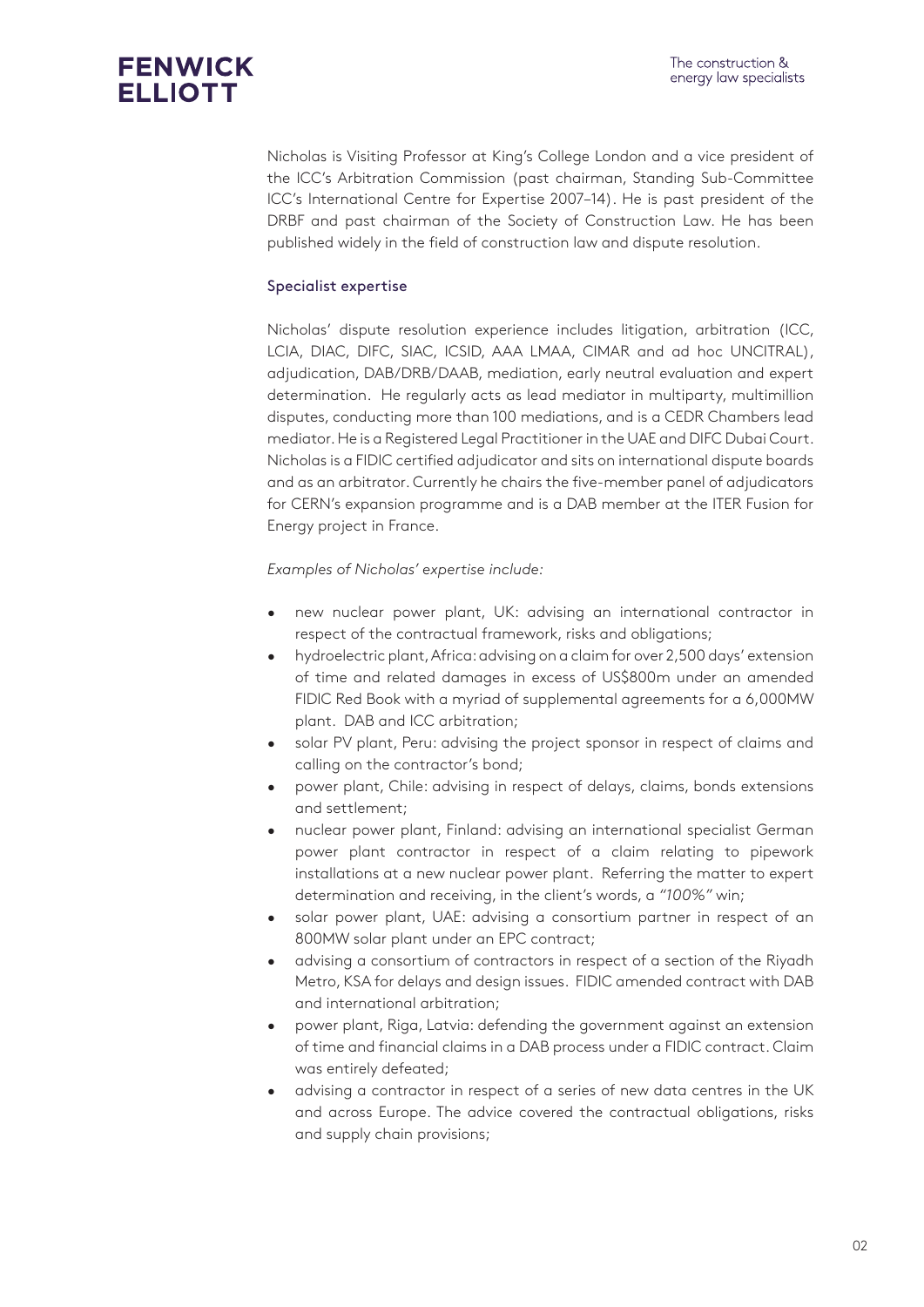Nicholas is Visiting Professor at King's College London and a vice president of the ICC's Arbitration Commission (past chairman, Standing Sub-Committee ICC's International Centre for Expertise 2007–14). He is past president of the DRBF and past chairman of the Society of Construction Law. He has been published widely in the field of construction law and dispute resolution.

### Specialist expertise

Nicholas' dispute resolution experience includes litigation, arbitration (ICC, LCIA, DIAC, DIFC, SIAC, ICSID, AAA LMAA, CIMAR and ad hoc UNCITRAL), adjudication, DAB/DRB/DAAB, mediation, early neutral evaluation and expert determination. He regularly acts as lead mediator in multiparty, multimillion disputes, conducting more than 100 mediations, and is a CEDR Chambers lead mediator. He is a Registered Legal Practitioner in the UAE and DIFC Dubai Court. Nicholas is a FIDIC certified adjudicator and sits on international dispute boards and as an arbitrator. Currently he chairs the five-member panel of adjudicators for CERN's expansion programme and is a DAB member at the ITER Fusion for Energy project in France.

*Examples of Nicholas' expertise include:*

- new nuclear power plant, UK: advising an international contractor in respect of the contractual framework, risks and obligations;
- hydroelectric plant, Africa: advising on a claim for over 2,500 days' extension of time and related damages in excess of US$800m under an amended FIDIC Red Book with a myriad of supplemental agreements for a 6,000MW plant. DAB and ICC arbitration;
- solar PV plant, Peru: advising the project sponsor in respect of claims and calling on the contractor's bond;
- power plant, Chile: advising in respect of delays, claims, bonds extensions and settlement;
- nuclear power plant, Finland: advising an international specialist German power plant contractor in respect of a claim relating to pipework installations at a new nuclear power plant. Referring the matter to expert determination and receiving, in the client's words, a *"100%"* win;
- solar power plant, UAE: advising a consortium partner in respect of an 800MW solar plant under an EPC contract;
- advising a consortium of contractors in respect of a section of the Riyadh Metro, KSA for delays and design issues. FIDIC amended contract with DAB and international arbitration;
- power plant, Riga, Latvia: defending the government against an extension of time and financial claims in a DAB process under a FIDIC contract. Claim was entirely defeated;
- advising a contractor in respect of a series of new data centres in the UK and across Europe. The advice covered the contractual obligations, risks and supply chain provisions;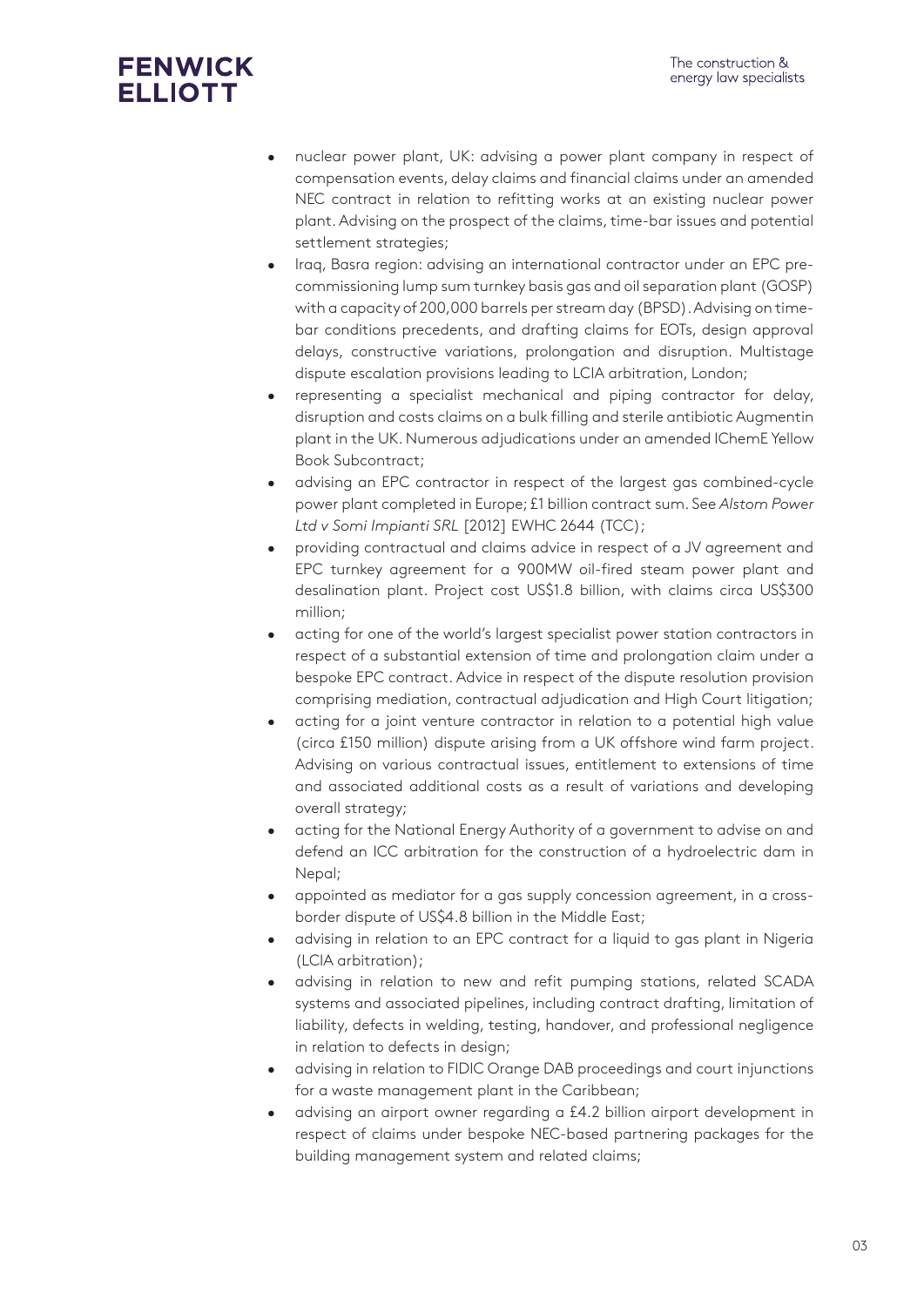- nuclear power plant, UK: advising a power plant company in respect of compensation events, delay claims and financial claims under an amended NEC contract in relation to refitting works at an existing nuclear power plant. Advising on the prospect of the claims, time-bar issues and potential settlement strategies;
- Iraq, Basra region: advising an international contractor under an EPC pre-commissioning lump sum turnkey basis gas and oil separation plant (GOSP) with a capacity of 200,000 barrels per stream day (BPSD). Advising on time-bar conditions precedents, and drafting claims for EOTs, design approval delays, constructive variations, prolongation and disruption. Multistage dispute escalation provisions leading to LCIA arbitration, London;
- representing a specialist mechanical and piping contractor for delay, disruption and costs claims on a bulk filling and sterile antibiotic Augmentin plant in the UK. Numerous adjudications under an amended IChemE Yellow Book Subcontract;
- advising an EPC contractor in respect of the largest gas combined-cycle power plant completed in Europe; £1 billion contract sum. See *Alstom Power Ltd v Somi Impianti SRL* [2012] EWHC 2644 (TCC);
- providing contractual and claims advice in respect of a JV agreement and EPC turnkey agreement for a 900MW oil-fired steam power plant and desalination plant. Project cost US$1.8 billion, with claims circa US$300 million;
- acting for one of the world's largest specialist power station contractors in respect of a substantial extension of time and prolongation claim under a bespoke EPC contract. Advice in respect of the dispute resolution provision comprising mediation, contractual adjudication and High Court litigation;
- acting for a joint venture contractor in relation to a potential high value (circa £150 million) dispute arising from a UK offshore wind farm project. Advising on various contractual issues, entitlement to extensions of time and associated additional costs as a result of variations and developing overall strategy;
- acting for the National Energy Authority of a government to advise on and defend an ICC arbitration for the construction of a hydroelectric dam in Nepal;
- appointed as mediator for a gas supply concession agreement, in a cross-border dispute of US$4.8 billion in the Middle East;
- advising in relation to an EPC contract for a liquid to gas plant in Nigeria (LCIA arbitration);
- advising in relation to new and refit pumping stations, related SCADA systems and associated pipelines, including contract drafting, limitation of liability, defects in welding, testing, handover, and professional negligence in relation to defects in design;
- advising in relation to FIDIC Orange DAB proceedings and court injunctions for a waste management plant in the Caribbean;
- advising an airport owner regarding a £4.2 billion airport development in respect of claims under bespoke NEC-based partnering packages for the building management system and related claims;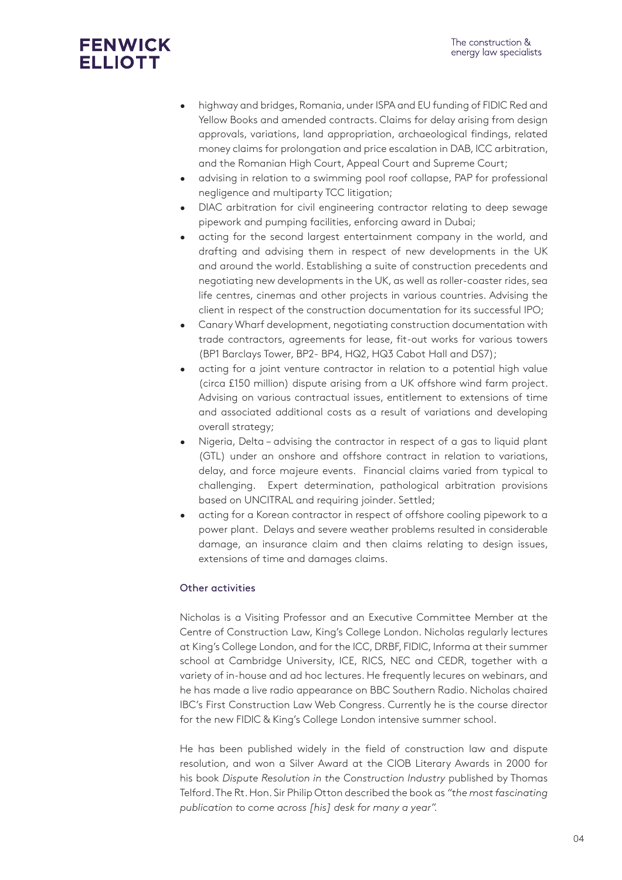- highway and bridges, Romania, under ISPA and EU funding of FIDIC Red and Yellow Books and amended contracts. Claims for delay arising from design approvals, variations, land appropriation, archaeological findings, related money claims for prolongation and price escalation in DAB, ICC arbitration, and the Romanian High Court, Appeal Court and Supreme Court;
- advising in relation to a swimming pool roof collapse, PAP for professional negligence and multiparty TCC litigation;
- DIAC arbitration for civil engineering contractor relating to deep sewage pipework and pumping facilities, enforcing award in Dubai;
- acting for the second largest entertainment company in the world, and drafting and advising them in respect of new developments in the UK and around the world. Establishing a suite of construction precedents and negotiating new developments in the UK, as well as roller-coaster rides, sea life centres, cinemas and other projects in various countries. Advising the client in respect of the construction documentation for its successful IPO;
- Canary Wharf development, negotiating construction documentation with trade contractors, agreements for lease, fit-out works for various towers (BP1 Barclays Tower, BP2- BP4, HQ2, HQ3 Cabot Hall and DS7);
- acting for a joint venture contractor in relation to a potential high value (circa £150 million) dispute arising from a UK offshore wind farm project. Advising on various contractual issues, entitlement to extensions of time and associated additional costs as a result of variations and developing overall strategy;
- Nigeria, Delta – advising the contractor in respect of a gas to liquid plant (GTL) under an onshore and offshore contract in relation to variations, delay, and force majeure events. Financial claims varied from typical to challenging. Expert determination, pathological arbitration provisions based on UNCITRAL and requiring joinder. Settled;
- acting for a Korean contractor in respect of offshore cooling pipework to a power plant. Delays and severe weather problems resulted in considerable damage, an insurance claim and then claims relating to design issues, extensions of time and damages claims.

### Other activities

Nicholas is a Visiting Professor and an Executive Committee Member at the Centre of Construction Law, King's College London. Nicholas regularly lectures at King's College London, and for the ICC, DRBF, FIDIC, Informa at their summer school at Cambridge University, ICE, RICS, NEC and CEDR, together with a variety of in-house and ad hoc lectures. He frequently lecures on webinars, and he has made a live radio appearance on BBC Southern Radio. Nicholas chaired IBC's First Construction Law Web Congress. Currently he is the course director for the new FIDIC & King's College London intensive summer school.

He has been published widely in the field of construction law and dispute resolution, and won a Silver Award at the CIOB Literary Awards in 2000 for his book *Dispute Resolution in the Construction Industry* published by Thomas Telford. The Rt. Hon. Sir Philip Otton described the book as *"the most fascinating publication to come across [his] desk for many a year".*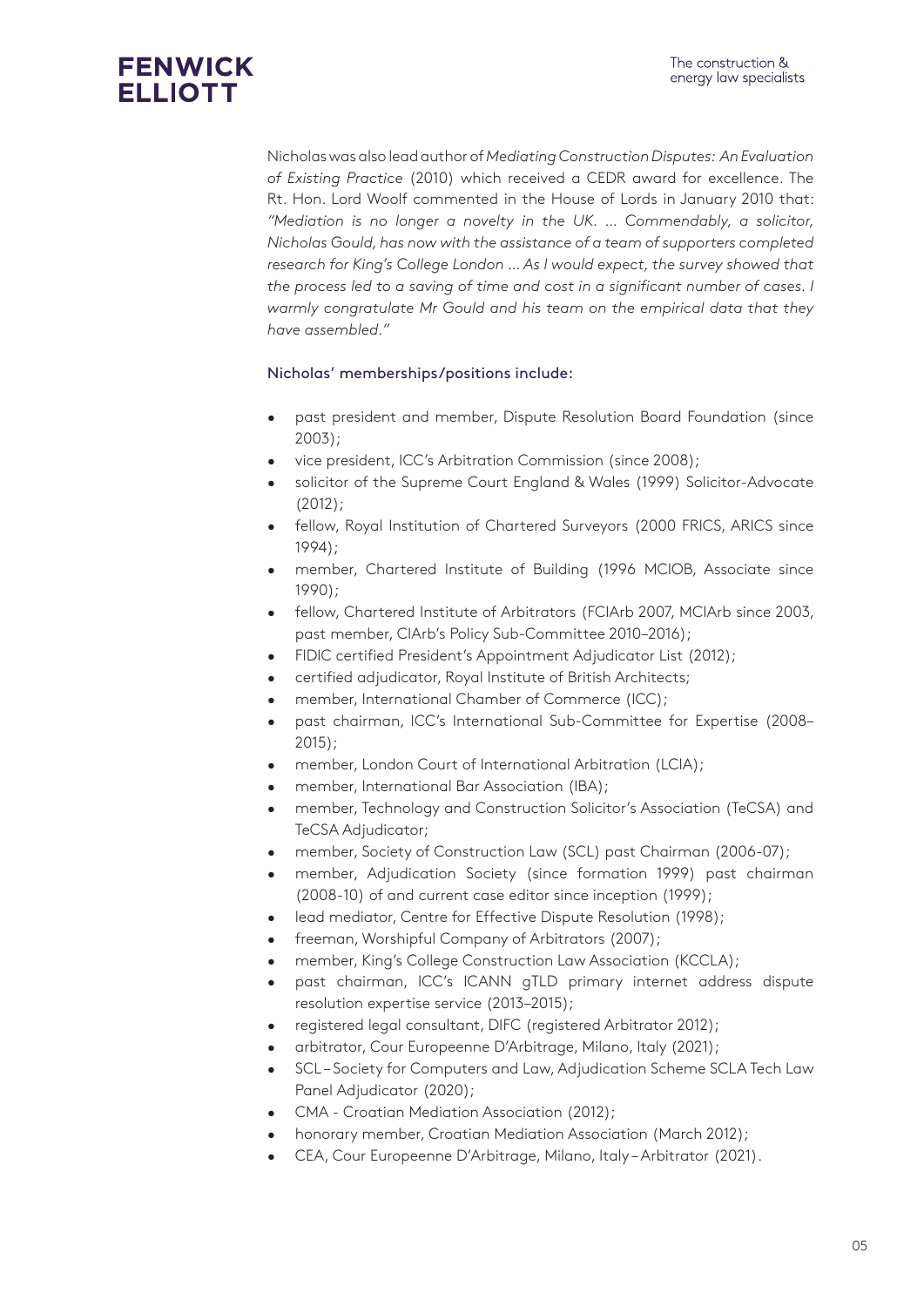Nicholas was also lead author of *Mediating Construction Disputes: An Evaluation of Existing Practice* (2010) which received a CEDR award for excellence. The Rt. Hon. Lord Woolf commented in the House of Lords in January 2010 that: *"Mediation is no longer a novelty in the UK. ... Commendably, a solicitor, Nicholas Gould, has now with the assistance of a team of supporters completed research for King's College London ... As I would expect, the survey showed that the process led to a saving of time and cost in a significant number of cases. I warmly congratulate Mr Gould and his team on the empirical data that they have assembled."*

### Nicholas' memberships/positions include:

- past president and member, Dispute Resolution Board Foundation (since 2003);
- vice president, ICC's Arbitration Commission (since 2008);
- solicitor of the Supreme Court England & Wales (1999) Solicitor-Advocate (2012);
- fellow, Royal Institution of Chartered Surveyors (2000 FRICS, ARICS since 1994);
- member, Chartered Institute of Building (1996 MCIOB, Associate since 1990);
- fellow, Chartered Institute of Arbitrators (FCIArb 2007, MCIArb since 2003, past member, CIArb's Policy Sub-Committee 2010–2016);
- FIDIC certified President's Appointment Adjudicator List (2012);
- certified adjudicator, Royal Institute of British Architects;
- member, International Chamber of Commerce (ICC);
- past chairman, ICC's International Sub-Committee for Expertise (2008–2015);
- member, London Court of International Arbitration (LCIA);
- member, International Bar Association (IBA);
- member, Technology and Construction Solicitor's Association (TeCSA) and TeCSA Adjudicator;
- member, Society of Construction Law (SCL) past Chairman (2006-07);
- member, Adjudication Society (since formation 1999) past chairman (2008-10) of and current case editor since inception (1999);
- lead mediator, Centre for Effective Dispute Resolution (1998);
- freeman, Worshipful Company of Arbitrators (2007);
- member, King's College Construction Law Association (KCCLA);
- past chairman, ICC's ICANN gTLD primary internet address dispute resolution expertise service (2013–2015);
- registered legal consultant, DIFC (registered Arbitrator 2012);
- arbitrator, Cour Europeenne D'Arbitrage, Milano, Italy (2021);
- SCL – Society for Computers and Law, Adjudication Scheme SCLA Tech Law Panel Adjudicator (2020);
- CMA - Croatian Mediation Association (2012);
- honorary member, Croatian Mediation Association (March 2012);
- CEA, Cour Europeenne D'Arbitrage, Milano, Italy – Arbitrator (2021).